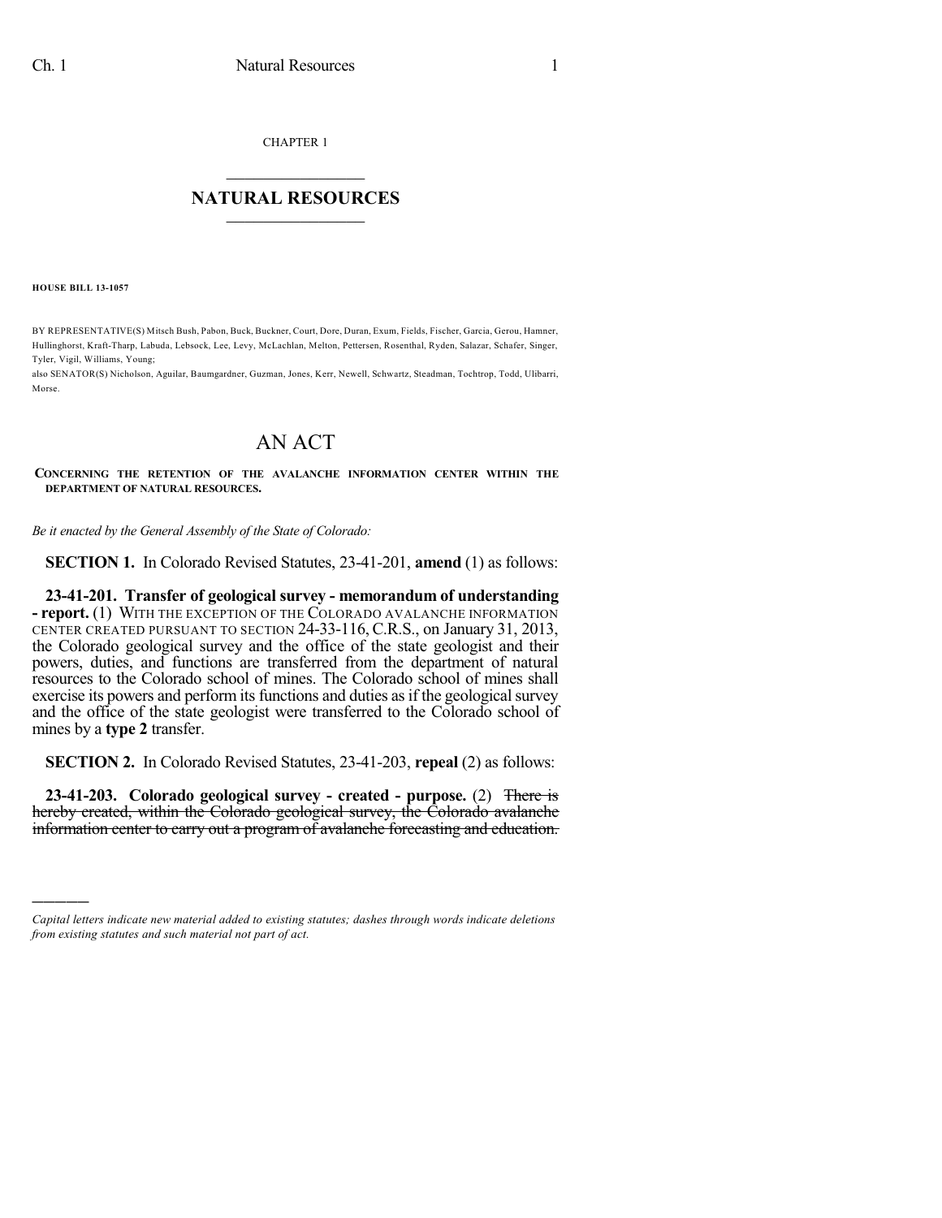CHAPTER 1

## NATURAL RESOURCES

**HOUSE BILL 13-1057**

BY REPRESENTATIVE(S) Mitsch Bush, Pabon, Buck, Buckner, Court, Dore, Duran, Exum, Fields, Fischer, Garcia, Gerou, Hamner, Hullinghorst, Kraft-Tharp, Labuda, Lebsock, Lee, Levy, McLachlan, Melton, Pettersen, Rosenthal, Ryden, Salazar, Schafer, Singer, Tyler, Vigil, Williams, Young;
also SENATOR(S) Nicholson, Aguilar, Baumgardner, Guzman, Jones, Kerr, Newell, Schwartz, Steadman, Tochtrop, Todd, Ulibarri, Morse.

# AN ACT

**CONCERNING THE RETENTION OF THE AVALANCHE INFORMATION CENTER WITHIN THE DEPARTMENT OF NATURAL RESOURCES.**

*Be it enacted by the General Assembly of the State of Colorado:*

**SECTION 1.** In Colorado Revised Statutes, 23-41-201, **amend** (1) as follows:

**23-41-201. Transfer of geological survey - memorandum of understanding - report.** (1) WITH THE EXCEPTION OF THE COLORADO AVALANCHE INFORMATION CENTER CREATED PURSUANT TO SECTION 24-33-116, C.R.S., on January 31, 2013, the Colorado geological survey and the office of the state geologist and their powers, duties, and functions are transferred from the department of natural resources to the Colorado school of mines. The Colorado school of mines shall exercise its powers and perform its functions and duties as if the geological survey and the office of the state geologist were transferred to the Colorado school of mines by a **type 2** transfer.

**SECTION 2.** In Colorado Revised Statutes, 23-41-203, **repeal** (2) as follows:

**23-41-203. Colorado geological survey - created - purpose.** (2) ~~There is hereby created, within the Colorado geological survey, the Colorado avalanche information center to carry out a program of avalanche forecasting and education.~~

---

*Capital letters indicate new material added to existing statutes; dashes through words indicate deletions from existing statutes and such material not part of act.*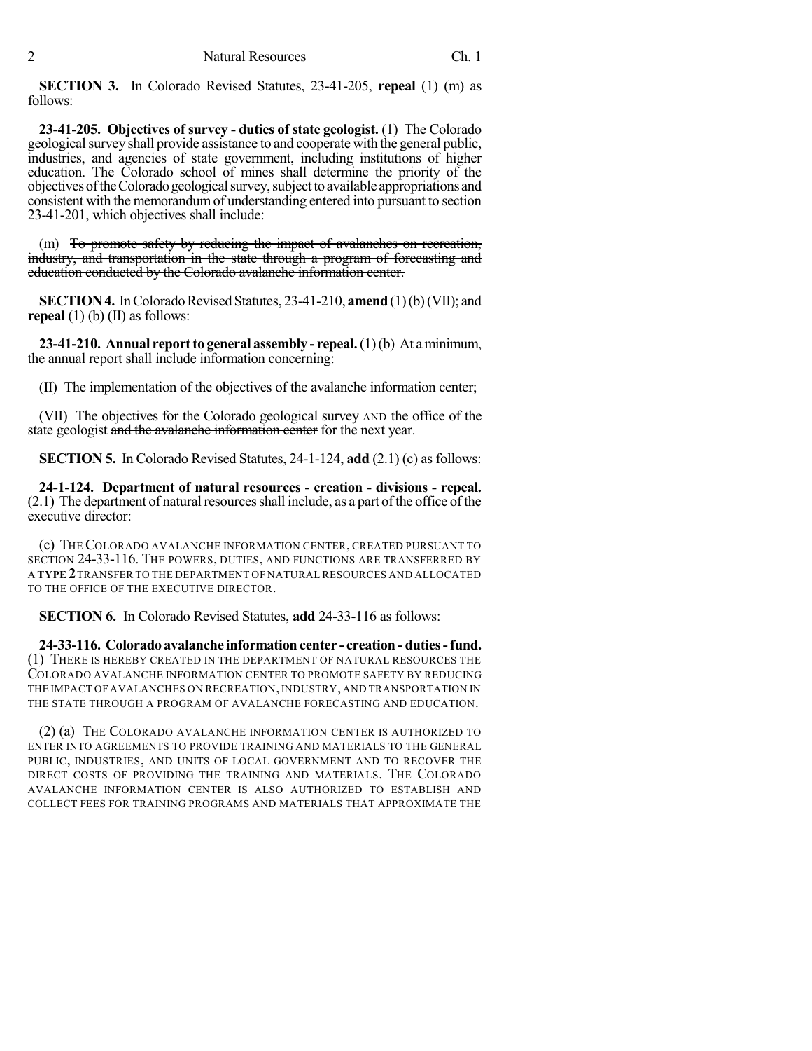**SECTION 3.** In Colorado Revised Statutes, 23-41-205, **repeal** (1) (m) as follows:

**23-41-205. Objectives of survey - duties of state geologist.** (1) The Colorado geological survey shall provide assistance to and cooperate with the general public, industries, and agencies of state government, including institutions of higher education. The Colorado school of mines shall determine the priority of the objectives of the Colorado geological survey, subject to available appropriations and consistent with the memorandum of understanding entered into pursuant to section 23-41-201, which objectives shall include:

(m) ~~To promote safety by reducing the impact of avalanches on recreation, industry, and transportation in the state through a program of forecasting and education conducted by the Colorado avalanche information center.~~

**SECTION 4.** In Colorado Revised Statutes, 23-41-210, **amend** (1) (b) (VII); and **repeal** (1) (b) (II) as follows:

**23-41-210. Annual report to general assembly - repeal.** (1) (b) At a minimum, the annual report shall include information concerning:

(II) ~~The implementation of the objectives of the avalanche information center;~~

(VII) The objectives for the Colorado geological survey AND the office of the state geologist ~~and the avalanche information center~~ for the next year.

**SECTION 5.** In Colorado Revised Statutes, 24-1-124, **add** (2.1) (c) as follows:

**24-1-124. Department of natural resources - creation - divisions - repeal.** (2.1) The department of natural resources shall include, as a part of the office of the executive director:

(c) THE COLORADO AVALANCHE INFORMATION CENTER, CREATED PURSUANT TO SECTION 24-33-116. THE POWERS, DUTIES, AND FUNCTIONS ARE TRANSFERRED BY A **TYPE 2** TRANSFER TO THE DEPARTMENT OF NATURAL RESOURCES AND ALLOCATED TO THE OFFICE OF THE EXECUTIVE DIRECTOR.

**SECTION 6.** In Colorado Revised Statutes, **add** 24-33-116 as follows:

**24-33-116. Colorado avalanche information center - creation - duties - fund.** (1) THERE IS HEREBY CREATED IN THE DEPARTMENT OF NATURAL RESOURCES THE COLORADO AVALANCHE INFORMATION CENTER TO PROMOTE SAFETY BY REDUCING THE IMPACT OF AVALANCHES ON RECREATION, INDUSTRY, AND TRANSPORTATION IN THE STATE THROUGH A PROGRAM OF AVALANCHE FORECASTING AND EDUCATION.

(2) (a) THE COLORADO AVALANCHE INFORMATION CENTER IS AUTHORIZED TO ENTER INTO AGREEMENTS TO PROVIDE TRAINING AND MATERIALS TO THE GENERAL PUBLIC, INDUSTRIES, AND UNITS OF LOCAL GOVERNMENT AND TO RECOVER THE DIRECT COSTS OF PROVIDING THE TRAINING AND MATERIALS. THE COLORADO AVALANCHE INFORMATION CENTER IS ALSO AUTHORIZED TO ESTABLISH AND COLLECT FEES FOR TRAINING PROGRAMS AND MATERIALS THAT APPROXIMATE THE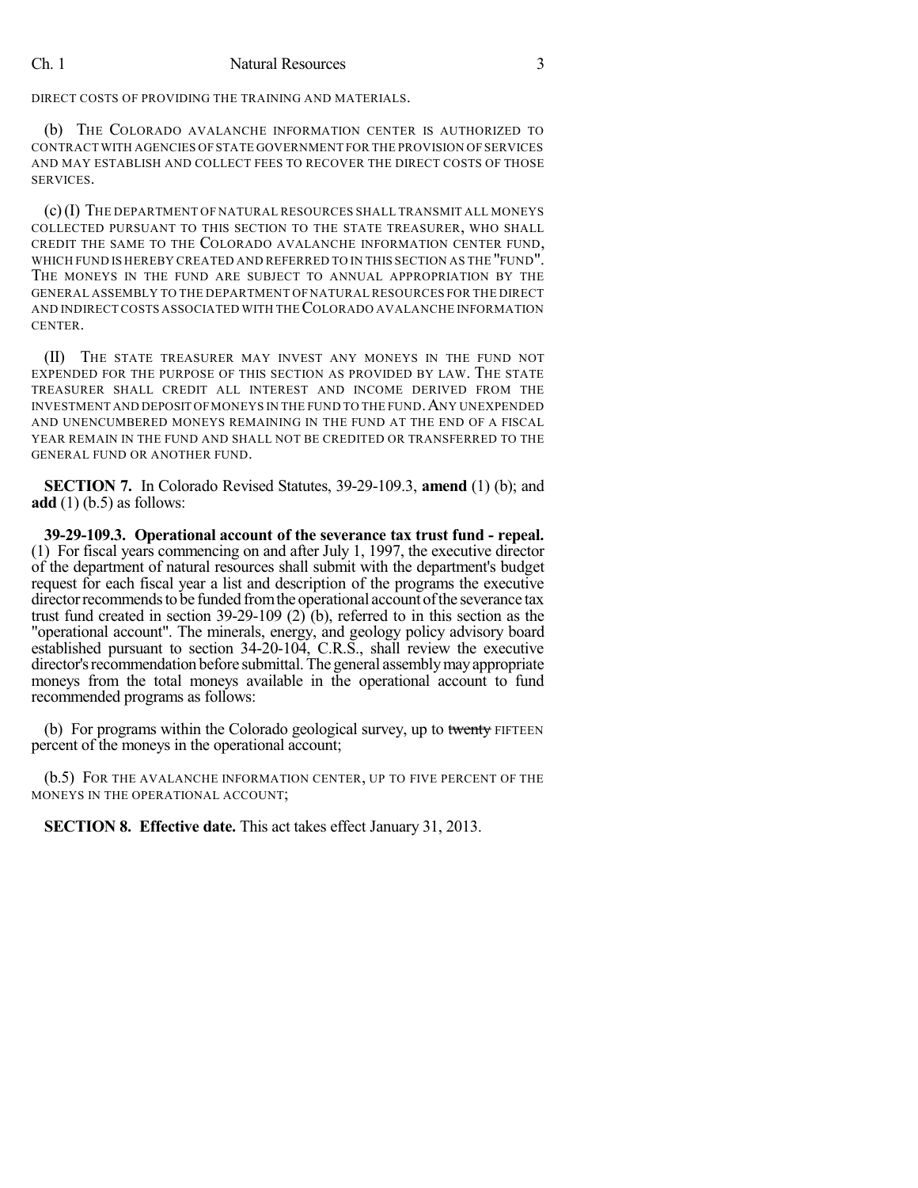DIRECT COSTS OF PROVIDING THE TRAINING AND MATERIALS.

(b) THE COLORADO AVALANCHE INFORMATION CENTER IS AUTHORIZED TO CONTRACT WITH AGENCIES OF STATE GOVERNMENT FOR THE PROVISION OF SERVICES AND MAY ESTABLISH AND COLLECT FEES TO RECOVER THE DIRECT COSTS OF THOSE SERVICES.

(c) (I) THE DEPARTMENT OF NATURAL RESOURCES SHALL TRANSMIT ALL MONEYS COLLECTED PURSUANT TO THIS SECTION TO THE STATE TREASURER, WHO SHALL CREDIT THE SAME TO THE COLORADO AVALANCHE INFORMATION CENTER FUND, WHICH FUND IS HEREBY CREATED AND REFERRED TO IN THIS SECTION AS THE "FUND". THE MONEYS IN THE FUND ARE SUBJECT TO ANNUAL APPROPRIATION BY THE GENERAL ASSEMBLY TO THE DEPARTMENT OF NATURAL RESOURCES FOR THE DIRECT AND INDIRECT COSTS ASSOCIATED WITH THE COLORADO AVALANCHE INFORMATION CENTER.

(II) THE STATE TREASURER MAY INVEST ANY MONEYS IN THE FUND NOT EXPENDED FOR THE PURPOSE OF THIS SECTION AS PROVIDED BY LAW. THE STATE TREASURER SHALL CREDIT ALL INTEREST AND INCOME DERIVED FROM THE INVESTMENT AND DEPOSIT OF MONEYS IN THE FUND TO THE FUND. ANY UNEXPENDED AND UNENCUMBERED MONEYS REMAINING IN THE FUND AT THE END OF A FISCAL YEAR REMAIN IN THE FUND AND SHALL NOT BE CREDITED OR TRANSFERRED TO THE GENERAL FUND OR ANOTHER FUND.

**SECTION 7.** In Colorado Revised Statutes, 39-29-109.3, **amend** (1) (b); and **add** (1) (b.5) as follows:

**39-29-109.3. Operational account of the severance tax trust fund - repeal.** (1) For fiscal years commencing on and after July 1, 1997, the executive director of the department of natural resources shall submit with the department's budget request for each fiscal year a list and description of the programs the executive director recommends to be funded from the operational account of the severance tax trust fund created in section 39-29-109 (2) (b), referred to in this section as the "operational account". The minerals, energy, and geology policy advisory board established pursuant to section 34-20-104, C.R.S., shall review the executive director's recommendation before submittal. The general assembly may appropriate moneys from the total moneys available in the operational account to fund recommended programs as follows:

(b) For programs within the Colorado geological survey, up to ~~twenty~~ FIFTEEN percent of the moneys in the operational account;

(b.5) FOR THE AVALANCHE INFORMATION CENTER, UP TO FIVE PERCENT OF THE MONEYS IN THE OPERATIONAL ACCOUNT;

**SECTION 8. Effective date.** This act takes effect January 31, 2013.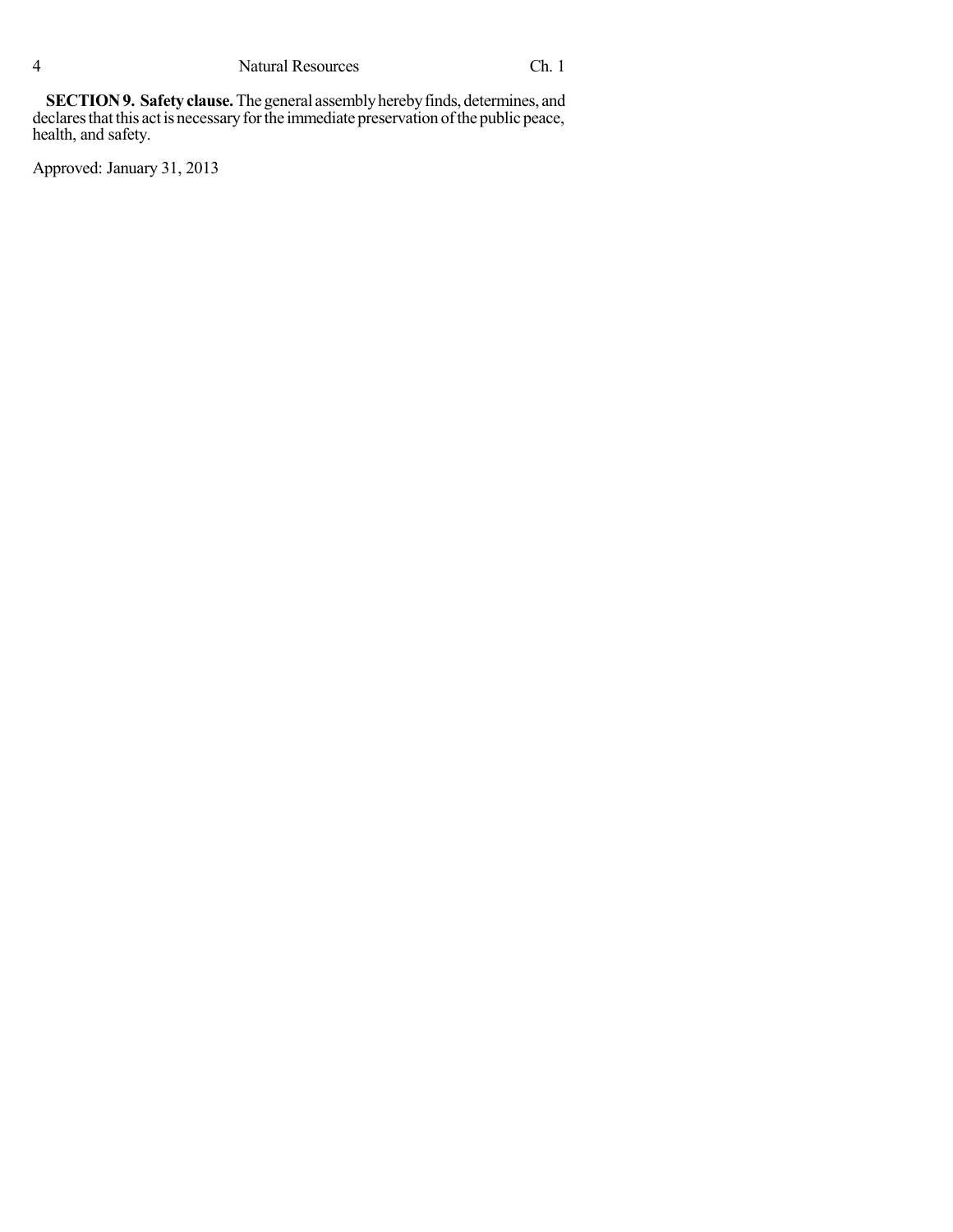**SECTION 9. Safety clause.** The general assembly hereby finds, determines, and declares that this act is necessary for the immediate preservation of the public peace, health, and safety.

Approved: January 31, 2013